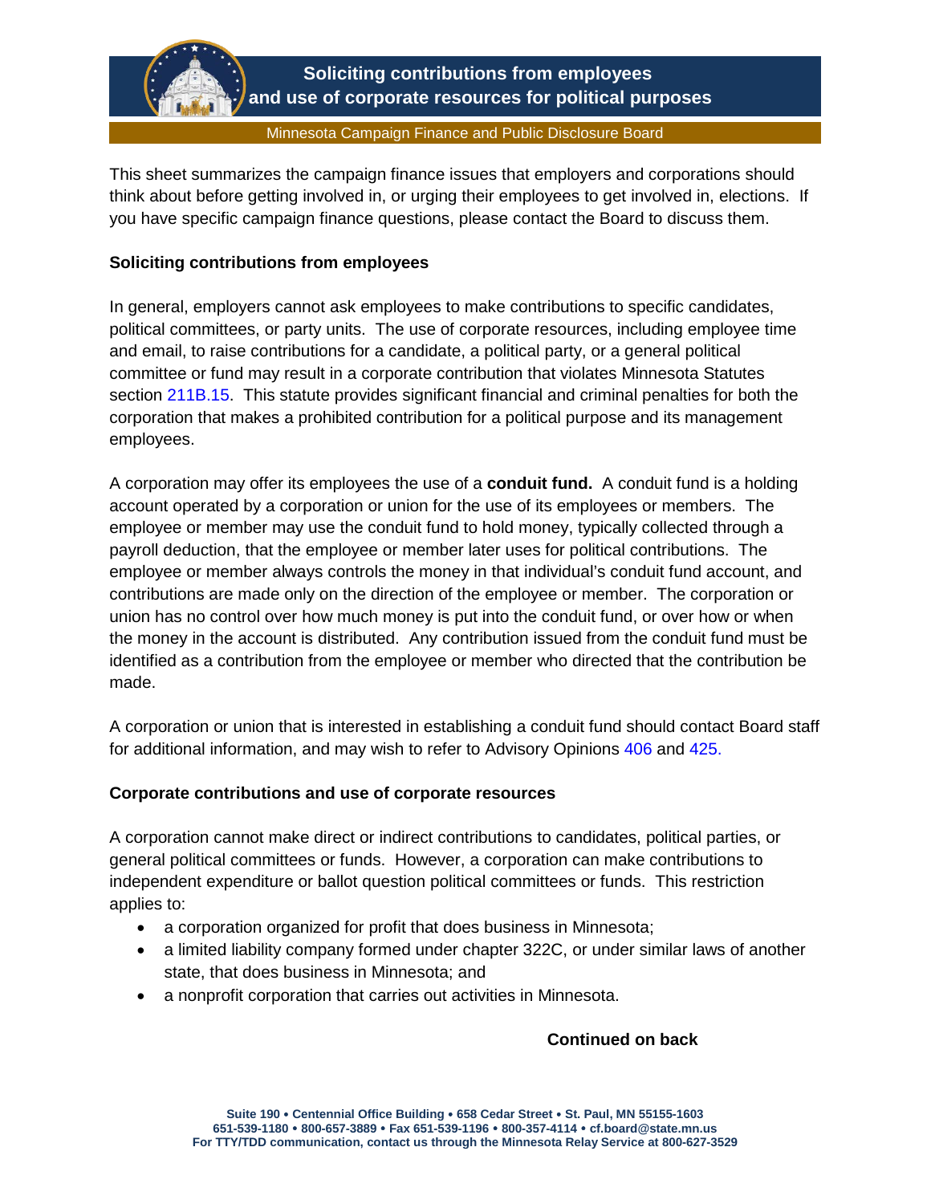# Soliciting contributions from employees and use of corporate resources for political purposes

Minnesota Campaign Finance and Public Disclosure Board

This sheet summarizes the campaign finance issues that employers and corporations should think about before getting involved in, or urging their employees to get involved in, elections. If you have specific campaign finance questions, please contact the Board to discuss them.

## Soliciting contributions from employees

In general, employers cannot ask employees to make contributions to specific candidates, political committees, or party units. The use of corporate resources, including employee time and email, to raise contributions for a candidate, a political party, or a general political committee or fund may result in a corporate contribution that violates Minnesota Statutes section 211B.15. This statute provides significant financial and criminal penalties for both the corporation that makes a prohibited contribution for a political purpose and its management employees.

A corporation may offer its employees the use of a **conduit fund.** A conduit fund is a holding account operated by a corporation or union for the use of its employees or members. The employee or member may use the conduit fund to hold money, typically collected through a payroll deduction, that the employee or member later uses for political contributions. The employee or member always controls the money in that individual's conduit fund account, and contributions are made only on the direction of the employee or member. The corporation or union has no control over how much money is put into the conduit fund, or over how or when the money in the account is distributed. Any contribution issued from the conduit fund must be identified as a contribution from the employee or member who directed that the contribution be made.

A corporation or union that is interested in establishing a conduit fund should contact Board staff for additional information, and may wish to refer to Advisory Opinions 406 and 425.

## Corporate contributions and use of corporate resources

A corporation cannot make direct or indirect contributions to candidates, political parties, or general political committees or funds. However, a corporation can make contributions to independent expenditure or ballot question political committees or funds. This restriction applies to:

- a corporation organized for profit that does business in Minnesota;
- a limited liability company formed under chapter 322C, or under similar laws of another state, that does business in Minnesota; and
- a nonprofit corporation that carries out activities in Minnesota.

**Continued on back**

Suite 190 • Centennial Office Building • 658 Cedar Street • St. Paul, MN 55155-1603
651-539-1180 • 800-657-3889 • Fax 651-539-1196 • 800-357-4114 • cf.board@state.mn.us
For TTY/TDD communication, contact us through the Minnesota Relay Service at 800-627-3529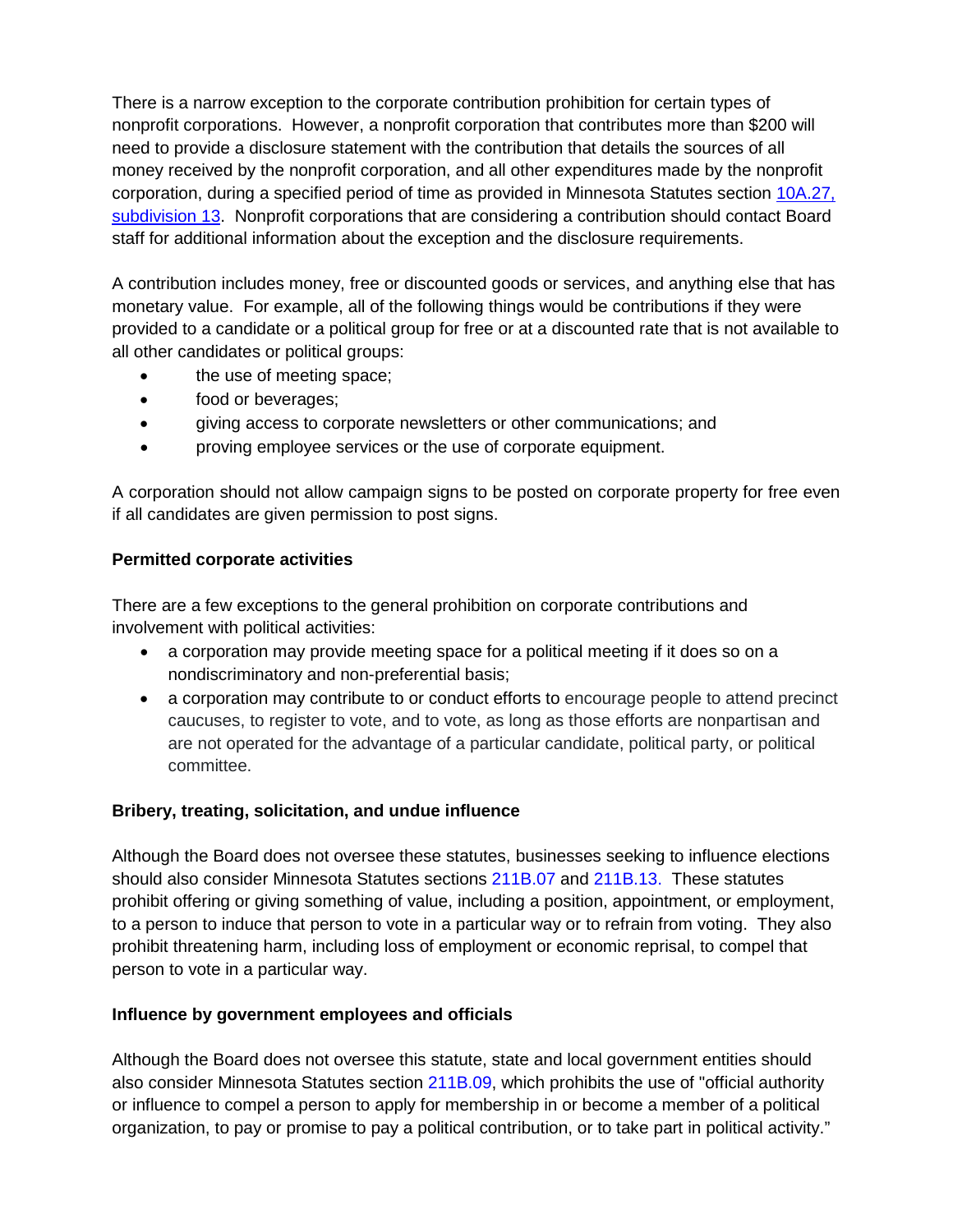There is a narrow exception to the corporate contribution prohibition for certain types of nonprofit corporations. However, a nonprofit corporation that contributes more than $200 will need to provide a disclosure statement with the contribution that details the sources of all money received by the nonprofit corporation, and all other expenditures made by the nonprofit corporation, during a specified period of time as provided in Minnesota Statutes section 10A.27, subdivision 13. Nonprofit corporations that are considering a contribution should contact Board staff for additional information about the exception and the disclosure requirements.

A contribution includes money, free or discounted goods or services, and anything else that has monetary value. For example, all of the following things would be contributions if they were provided to a candidate or a political group for free or at a discounted rate that is not available to all other candidates or political groups:

- the use of meeting space;
- food or beverages;
- giving access to corporate newsletters or other communications; and
- proving employee services or the use of corporate equipment.

A corporation should not allow campaign signs to be posted on corporate property for free even if all candidates are given permission to post signs.

**Permitted corporate activities**

There are a few exceptions to the general prohibition on corporate contributions and involvement with political activities:

- a corporation may provide meeting space for a political meeting if it does so on a nondiscriminatory and non-preferential basis;
- a corporation may contribute to or conduct efforts to encourage people to attend precinct caucuses, to register to vote, and to vote, as long as those efforts are nonpartisan and are not operated for the advantage of a particular candidate, political party, or political committee.

**Bribery, treating, solicitation, and undue influence**

Although the Board does not oversee these statutes, businesses seeking to influence elections should also consider Minnesota Statutes sections 211B.07 and 211B.13. These statutes prohibit offering or giving something of value, including a position, appointment, or employment, to a person to induce that person to vote in a particular way or to refrain from voting. They also prohibit threatening harm, including loss of employment or economic reprisal, to compel that person to vote in a particular way.

**Influence by government employees and officials**

Although the Board does not oversee this statute, state and local government entities should also consider Minnesota Statutes section 211B.09, which prohibits the use of "official authority or influence to compel a person to apply for membership in or become a member of a political organization, to pay or promise to pay a political contribution, or to take part in political activity."